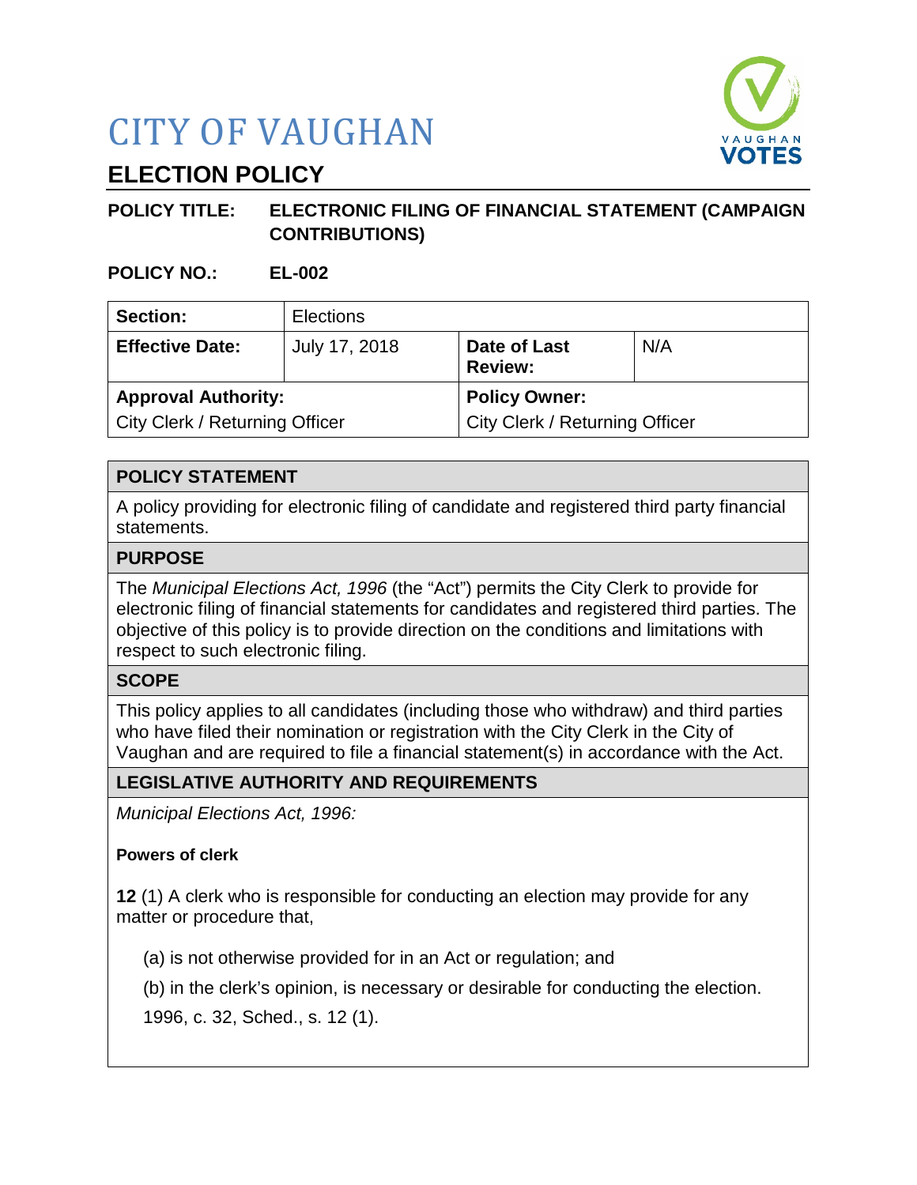# CITY OF VAUGHAN

## ELECTION POLICY

**POLICY TITLE:** **ELECTRONIC FILING OF FINANCIAL STATEMENT (CAMPAIGN CONTRIBUTIONS)**

**POLICY NO.:** **EL-002**

| **Section:** | Elections | | |
|---|---|---|---|
| **Effective Date:** | July 17, 2018 | **Date of Last Review:** | N/A |
| **Approval Authority:** City Clerk / Returning Officer | | **Policy Owner:** City Clerk / Returning Officer | |

### POLICY STATEMENT

A policy providing for electronic filing of candidate and registered third party financial statements.

### PURPOSE

The *Municipal Elections Act, 1996* (the "Act") permits the City Clerk to provide for electronic filing of financial statements for candidates and registered third parties. The objective of this policy is to provide direction on the conditions and limitations with respect to such electronic filing.

### SCOPE

This policy applies to all candidates (including those who withdraw) and third parties who have filed their nomination or registration with the City Clerk in the City of Vaughan and are required to file a financial statement(s) in accordance with the Act.

### LEGISLATIVE AUTHORITY AND REQUIREMENTS

*Municipal Elections Act, 1996:*

**Powers of clerk**

**12** (1) A clerk who is responsible for conducting an election may provide for any matter or procedure that,

(a) is not otherwise provided for in an Act or regulation; and

(b) in the clerk's opinion, is necessary or desirable for conducting the election.

1996, c. 32, Sched., s. 12 (1).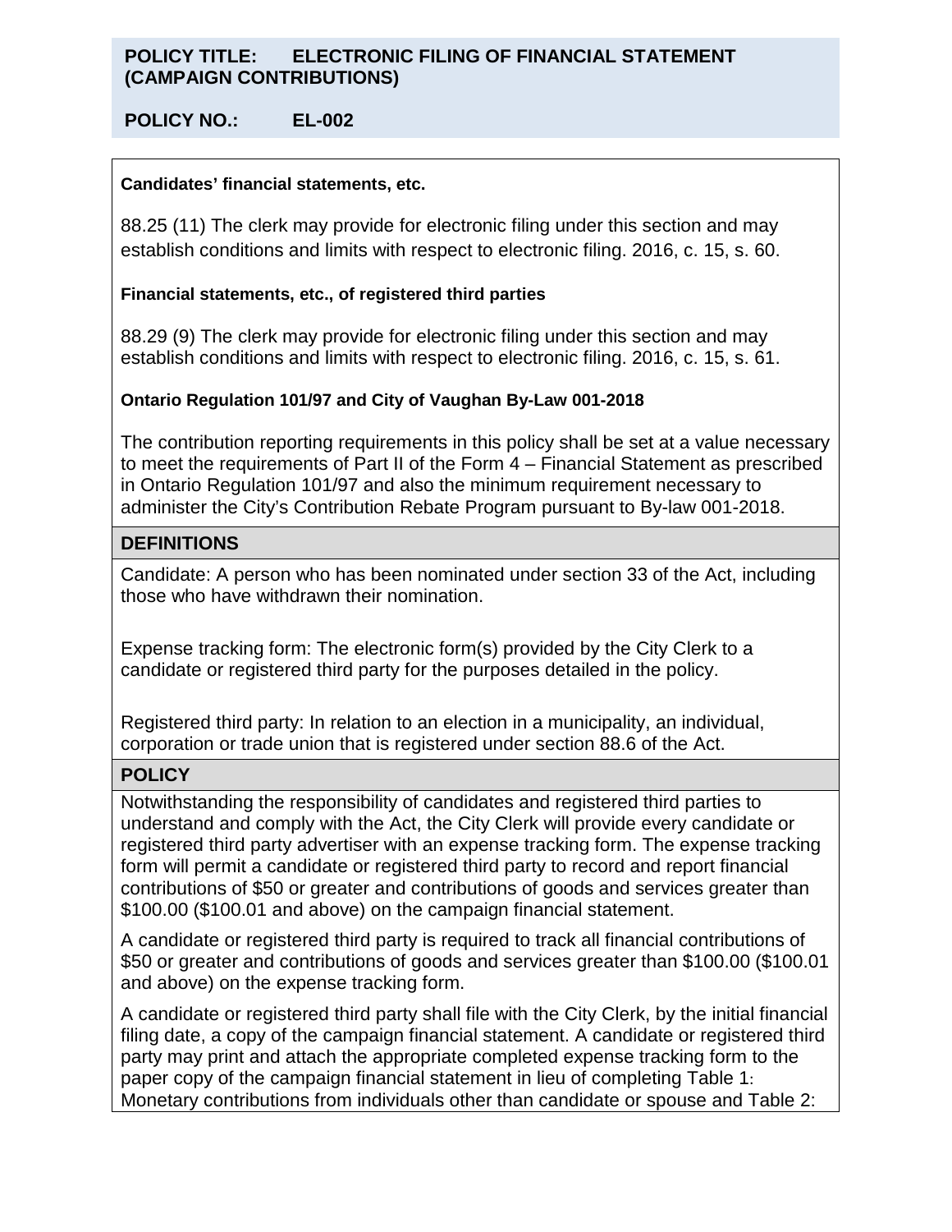**POLICY TITLE: ELECTRONIC FILING OF FINANCIAL STATEMENT (CAMPAIGN CONTRIBUTIONS)**

**POLICY NO.: EL-002**

**Candidates' financial statements, etc.**

88.25 (11) The clerk may provide for electronic filing under this section and may establish conditions and limits with respect to electronic filing. 2016, c. 15, s. 60.

**Financial statements, etc., of registered third parties**

88.29 (9) The clerk may provide for electronic filing under this section and may establish conditions and limits with respect to electronic filing. 2016, c. 15, s. 61.

**Ontario Regulation 101/97 and City of Vaughan By-Law 001-2018**

The contribution reporting requirements in this policy shall be set at a value necessary to meet the requirements of Part II of the Form 4 – Financial Statement as prescribed in Ontario Regulation 101/97 and also the minimum requirement necessary to administer the City's Contribution Rebate Program pursuant to By-law 001-2018.

## DEFINITIONS

Candidate: A person who has been nominated under section 33 of the Act, including those who have withdrawn their nomination.

Expense tracking form: The electronic form(s) provided by the City Clerk to a candidate or registered third party for the purposes detailed in the policy.

Registered third party: In relation to an election in a municipality, an individual, corporation or trade union that is registered under section 88.6 of the Act.

## POLICY

Notwithstanding the responsibility of candidates and registered third parties to understand and comply with the Act, the City Clerk will provide every candidate or registered third party advertiser with an expense tracking form. The expense tracking form will permit a candidate or registered third party to record and report financial contributions of $50 or greater and contributions of goods and services greater than $100.00 ($100.01 and above) on the campaign financial statement.

A candidate or registered third party is required to track all financial contributions of $50 or greater and contributions of goods and services greater than $100.00 ($100.01 and above) on the expense tracking form.

A candidate or registered third party shall file with the City Clerk, by the initial financial filing date, a copy of the campaign financial statement. A candidate or registered third party may print and attach the appropriate completed expense tracking form to the paper copy of the campaign financial statement in lieu of completing Table 1: Monetary contributions from individuals other than candidate or spouse and Table 2: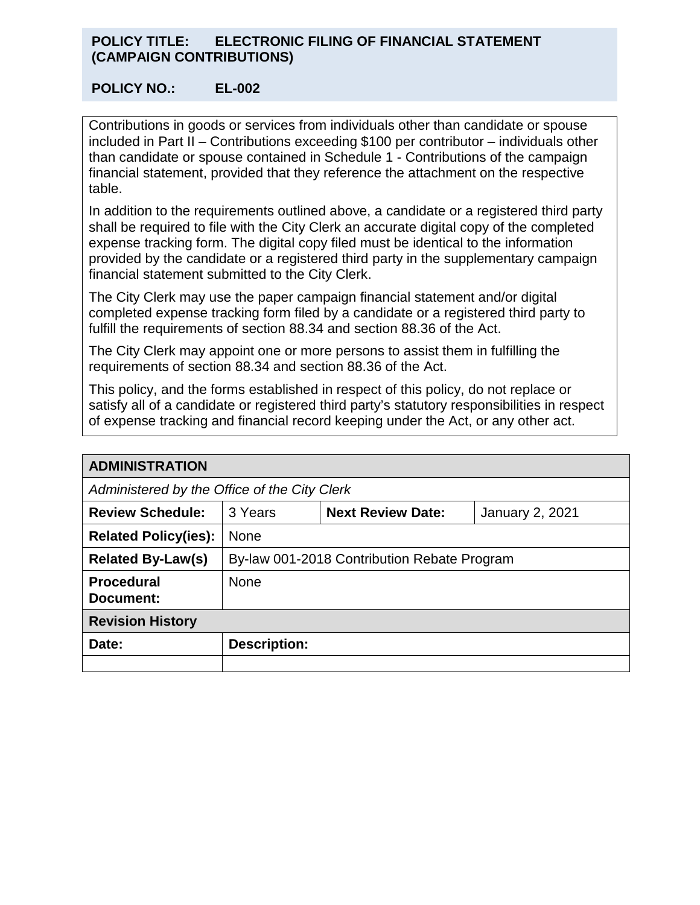**POLICY TITLE: ELECTRONIC FILING OF FINANCIAL STATEMENT (CAMPAIGN CONTRIBUTIONS)**

**POLICY NO.: EL-002**

Contributions in goods or services from individuals other than candidate or spouse included in Part II – Contributions exceeding $100 per contributor – individuals other than candidate or spouse contained in Schedule 1 - Contributions of the campaign financial statement, provided that they reference the attachment on the respective table.

In addition to the requirements outlined above, a candidate or a registered third party shall be required to file with the City Clerk an accurate digital copy of the completed expense tracking form. The digital copy filed must be identical to the information provided by the candidate or a registered third party in the supplementary campaign financial statement submitted to the City Clerk.

The City Clerk may use the paper campaign financial statement and/or digital completed expense tracking form filed by a candidate or a registered third party to fulfill the requirements of section 88.34 and section 88.36 of the Act.

The City Clerk may appoint one or more persons to assist them in fulfilling the requirements of section 88.34 and section 88.36 of the Act.

This policy, and the forms established in respect of this policy, do not replace or satisfy all of a candidate or registered third party's statutory responsibilities in respect of expense tracking and financial record keeping under the Act, or any other act.

| **ADMINISTRATION** | | | |
|---|---|---|---|
| *Administered by the Office of the City Clerk* | | | |
| **Review Schedule:** | 3 Years | **Next Review Date:** | January 2, 2021 |
| **Related Policy(ies):** | None | | |
| **Related By-Law(s)** | By-law 001-2018 Contribution Rebate Program | | |
| **Procedural Document:** | None | | |
| **Revision History** | | | |
| **Date:** | **Description:** | | |
| | | | |